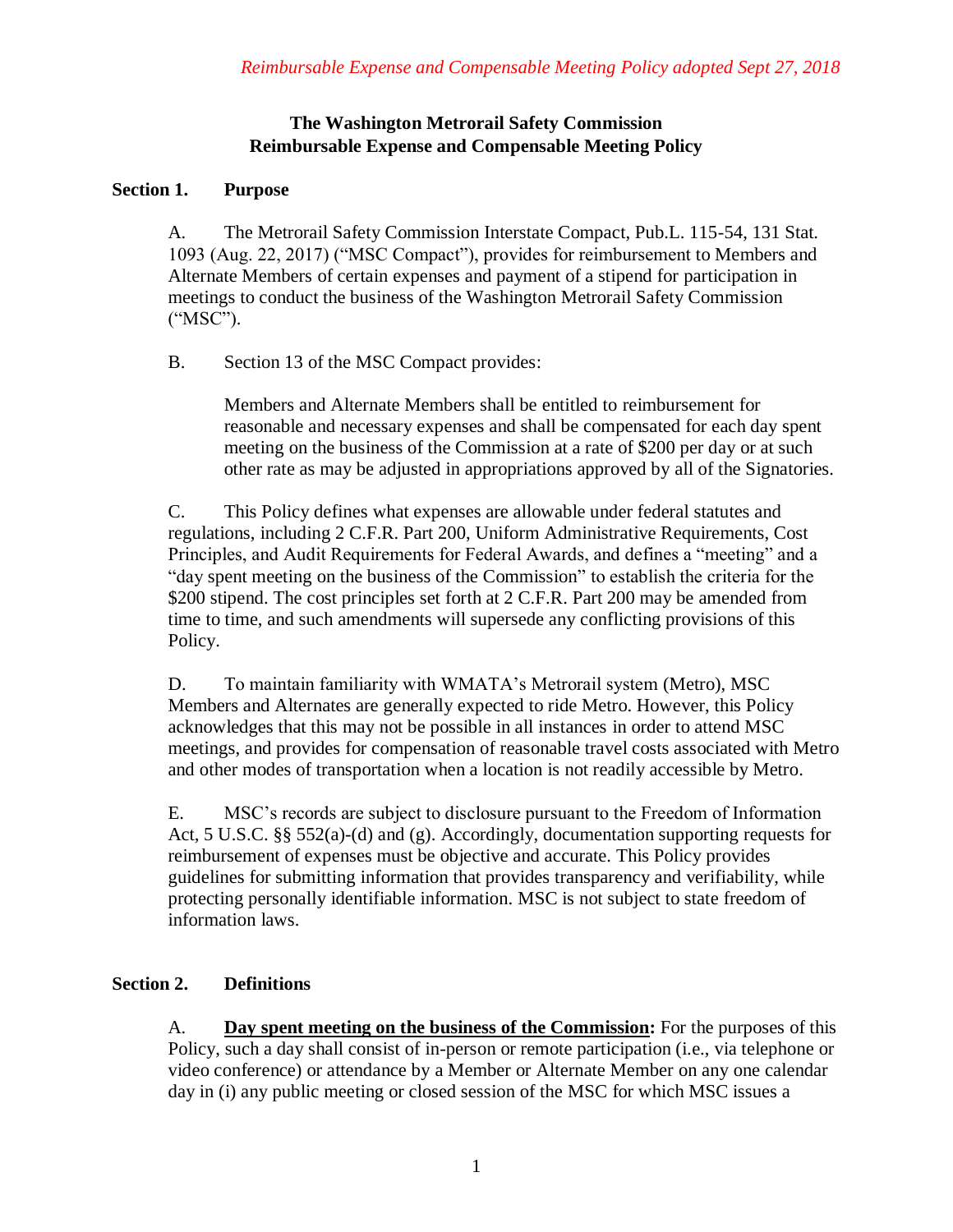*Reimbursable Expense and Compensable Meeting Policy adopted Sept 27, 2018*

**The Washington Metrorail Safety Commission**
**Reimbursable Expense and Compensable Meeting Policy**

## Section 1. Purpose

A. The Metrorail Safety Commission Interstate Compact, Pub.L. 115-54, 131 Stat. 1093 (Aug. 22, 2017) ("MSC Compact"), provides for reimbursement to Members and Alternate Members of certain expenses and payment of a stipend for participation in meetings to conduct the business of the Washington Metrorail Safety Commission ("MSC").

B. Section 13 of the MSC Compact provides:

> Members and Alternate Members shall be entitled to reimbursement for reasonable and necessary expenses and shall be compensated for each day spent meeting on the business of the Commission at a rate of $200 per day or at such other rate as may be adjusted in appropriations approved by all of the Signatories.

C. This Policy defines what expenses are allowable under federal statutes and regulations, including 2 C.F.R. Part 200, Uniform Administrative Requirements, Cost Principles, and Audit Requirements for Federal Awards, and defines a "meeting" and a "day spent meeting on the business of the Commission" to establish the criteria for the $200 stipend. The cost principles set forth at 2 C.F.R. Part 200 may be amended from time to time, and such amendments will supersede any conflicting provisions of this Policy.

D. To maintain familiarity with WMATA's Metrorail system (Metro), MSC Members and Alternates are generally expected to ride Metro. However, this Policy acknowledges that this may not be possible in all instances in order to attend MSC meetings, and provides for compensation of reasonable travel costs associated with Metro and other modes of transportation when a location is not readily accessible by Metro.

E. MSC's records are subject to disclosure pursuant to the Freedom of Information Act, 5 U.S.C. §§ 552(a)-(d) and (g). Accordingly, documentation supporting requests for reimbursement of expenses must be objective and accurate. This Policy provides guidelines for submitting information that provides transparency and verifiability, while protecting personally identifiable information. MSC is not subject to state freedom of information laws.

## Section 2. Definitions

A. **<u>Day spent meeting on the business of the Commission</u>:** For the purposes of this Policy, such a day shall consist of in-person or remote participation (i.e., via telephone or video conference) or attendance by a Member or Alternate Member on any one calendar day in (i) any public meeting or closed session of the MSC for which MSC issues a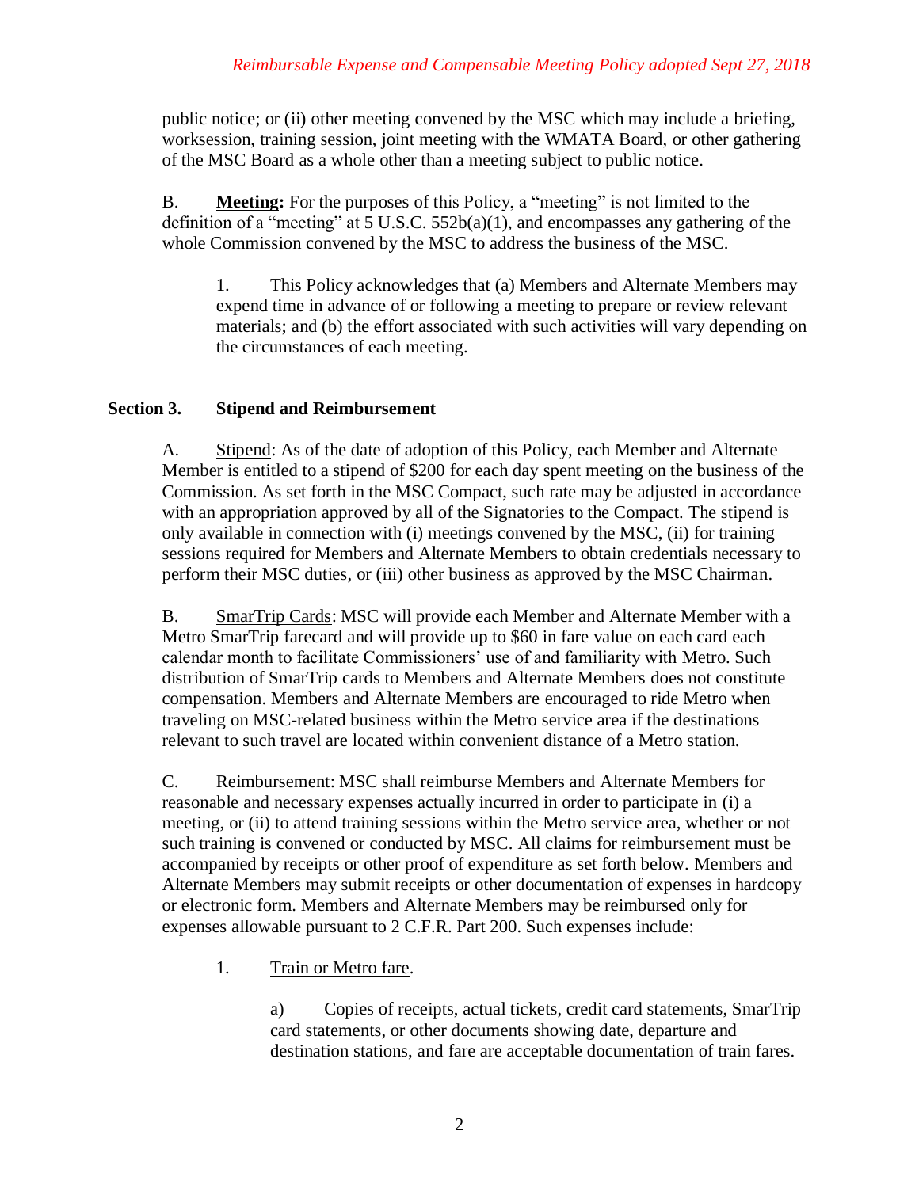public notice; or (ii) other meeting convened by the MSC which may include a briefing, worksession, training session, joint meeting with the WMATA Board, or other gathering of the MSC Board as a whole other than a meeting subject to public notice.

B. **Meeting:** For the purposes of this Policy, a "meeting" is not limited to the definition of a "meeting" at 5 U.S.C. 552b(a)(1), and encompasses any gathering of the whole Commission convened by the MSC to address the business of the MSC.

1. This Policy acknowledges that (a) Members and Alternate Members may expend time in advance of or following a meeting to prepare or review relevant materials; and (b) the effort associated with such activities will vary depending on the circumstances of each meeting.

## Section 3. Stipend and Reimbursement

A. Stipend: As of the date of adoption of this Policy, each Member and Alternate Member is entitled to a stipend of $200 for each day spent meeting on the business of the Commission. As set forth in the MSC Compact, such rate may be adjusted in accordance with an appropriation approved by all of the Signatories to the Compact. The stipend is only available in connection with (i) meetings convened by the MSC, (ii) for training sessions required for Members and Alternate Members to obtain credentials necessary to perform their MSC duties, or (iii) other business as approved by the MSC Chairman.

B. SmarTrip Cards: MSC will provide each Member and Alternate Member with a Metro SmarTrip farecard and will provide up to $60 in fare value on each card each calendar month to facilitate Commissioners' use of and familiarity with Metro. Such distribution of SmarTrip cards to Members and Alternate Members does not constitute compensation. Members and Alternate Members are encouraged to ride Metro when traveling on MSC-related business within the Metro service area if the destinations relevant to such travel are located within convenient distance of a Metro station.

C. Reimbursement: MSC shall reimburse Members and Alternate Members for reasonable and necessary expenses actually incurred in order to participate in (i) a meeting, or (ii) to attend training sessions within the Metro service area, whether or not such training is convened or conducted by MSC. All claims for reimbursement must be accompanied by receipts or other proof of expenditure as set forth below. Members and Alternate Members may submit receipts or other documentation of expenses in hardcopy or electronic form. Members and Alternate Members may be reimbursed only for expenses allowable pursuant to 2 C.F.R. Part 200. Such expenses include:

1. Train or Metro fare.

   a) Copies of receipts, actual tickets, credit card statements, SmarTrip card statements, or other documents showing date, departure and destination stations, and fare are acceptable documentation of train fares.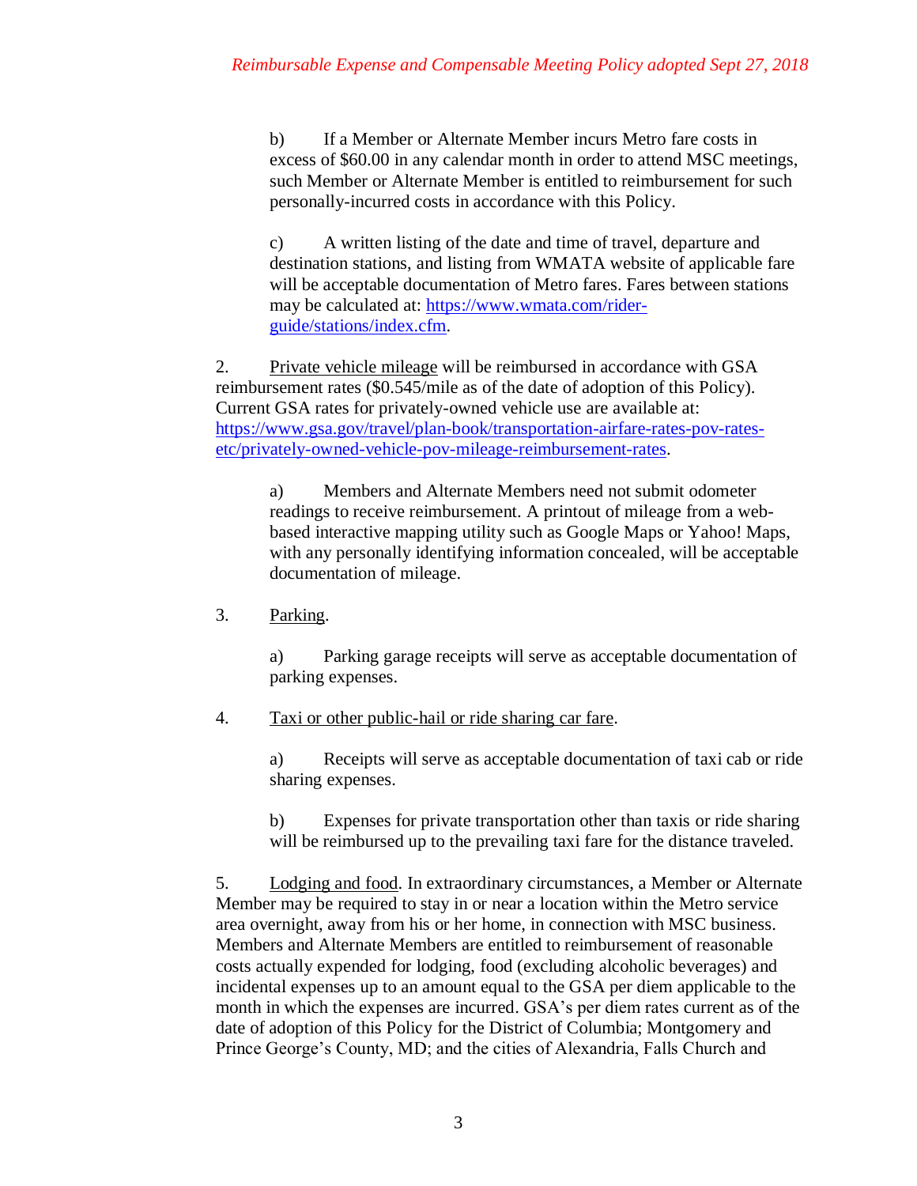b) If a Member or Alternate Member incurs Metro fare costs in excess of $60.00 in any calendar month in order to attend MSC meetings, such Member or Alternate Member is entitled to reimbursement for such personally-incurred costs in accordance with this Policy.

c) A written listing of the date and time of travel, departure and destination stations, and listing from WMATA website of applicable fare will be acceptable documentation of Metro fares. Fares between stations may be calculated at: [https://www.wmata.com/rider-guide/stations/index.cfm](https://www.wmata.com/rider-guide/stations/index.cfm).

2. Private vehicle mileage will be reimbursed in accordance with GSA reimbursement rates ($0.545/mile as of the date of adoption of this Policy). Current GSA rates for privately-owned vehicle use are available at: [https://www.gsa.gov/travel/plan-book/transportation-airfare-rates-pov-rates-etc/privately-owned-vehicle-pov-mileage-reimbursement-rates](https://www.gsa.gov/travel/plan-book/transportation-airfare-rates-pov-rates-etc/privately-owned-vehicle-pov-mileage-reimbursement-rates).

a) Members and Alternate Members need not submit odometer readings to receive reimbursement. A printout of mileage from a web-based interactive mapping utility such as Google Maps or Yahoo! Maps, with any personally identifying information concealed, will be acceptable documentation of mileage.

3. Parking.

a) Parking garage receipts will serve as acceptable documentation of parking expenses.

4. Taxi or other public-hail or ride sharing car fare.

a) Receipts will serve as acceptable documentation of taxi cab or ride sharing expenses.

b) Expenses for private transportation other than taxis or ride sharing will be reimbursed up to the prevailing taxi fare for the distance traveled.

5. Lodging and food. In extraordinary circumstances, a Member or Alternate Member may be required to stay in or near a location within the Metro service area overnight, away from his or her home, in connection with MSC business. Members and Alternate Members are entitled to reimbursement of reasonable costs actually expended for lodging, food (excluding alcoholic beverages) and incidental expenses up to an amount equal to the GSA per diem applicable to the month in which the expenses are incurred. GSA's per diem rates current as of the date of adoption of this Policy for the District of Columbia; Montgomery and Prince George's County, MD; and the cities of Alexandria, Falls Church and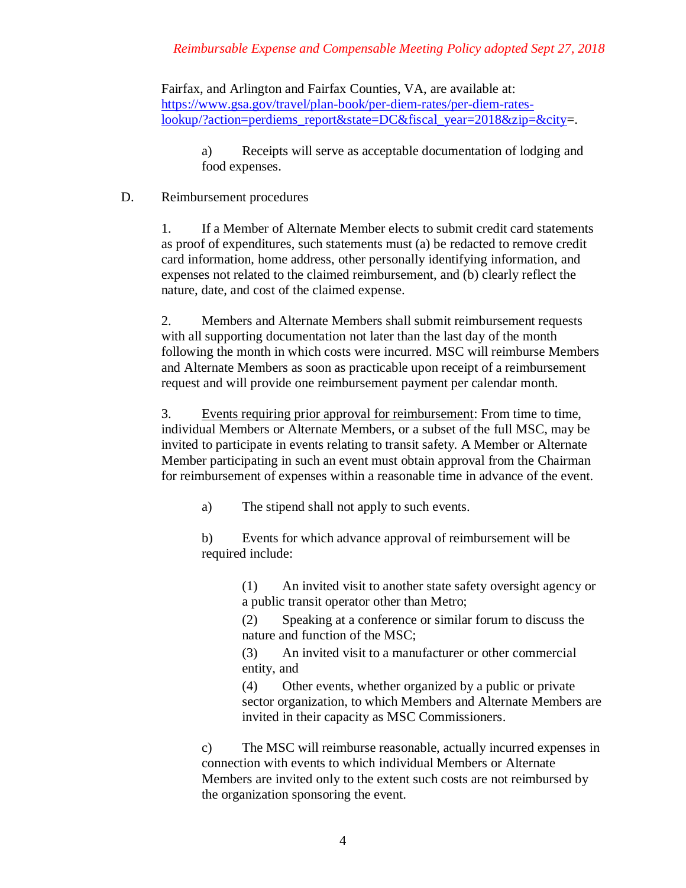Fairfax, and Arlington and Fairfax Counties, VA, are available at: [https://www.gsa.gov/travel/plan-book/per-diem-rates/per-diem-rates-lookup/?action=perdiems_report&state=DC&fiscal_year=2018&zip=&city](https://www.gsa.gov/travel/plan-book/per-diem-rates/per-diem-rates-lookup/?action=perdiems_report&state=DC&fiscal_year=2018&zip=&city)=.

a) Receipts will serve as acceptable documentation of lodging and food expenses.

D. Reimbursement procedures

1. If a Member of Alternate Member elects to submit credit card statements as proof of expenditures, such statements must (a) be redacted to remove credit card information, home address, other personally identifying information, and expenses not related to the claimed reimbursement, and (b) clearly reflect the nature, date, and cost of the claimed expense.

2. Members and Alternate Members shall submit reimbursement requests with all supporting documentation not later than the last day of the month following the month in which costs were incurred. MSC will reimburse Members and Alternate Members as soon as practicable upon receipt of a reimbursement request and will provide one reimbursement payment per calendar month.

3. <u>Events requiring prior approval for reimbursement</u>: From time to time, individual Members or Alternate Members, or a subset of the full MSC, may be invited to participate in events relating to transit safety. A Member or Alternate Member participating in such an event must obtain approval from the Chairman for reimbursement of expenses within a reasonable time in advance of the event.

a) The stipend shall not apply to such events.

b) Events for which advance approval of reimbursement will be required include:

(1) An invited visit to another state safety oversight agency or a public transit operator other than Metro;

(2) Speaking at a conference or similar forum to discuss the nature and function of the MSC;

(3) An invited visit to a manufacturer or other commercial entity, and

(4) Other events, whether organized by a public or private sector organization, to which Members and Alternate Members are invited in their capacity as MSC Commissioners.

c) The MSC will reimburse reasonable, actually incurred expenses in connection with events to which individual Members or Alternate Members are invited only to the extent such costs are not reimbursed by the organization sponsoring the event.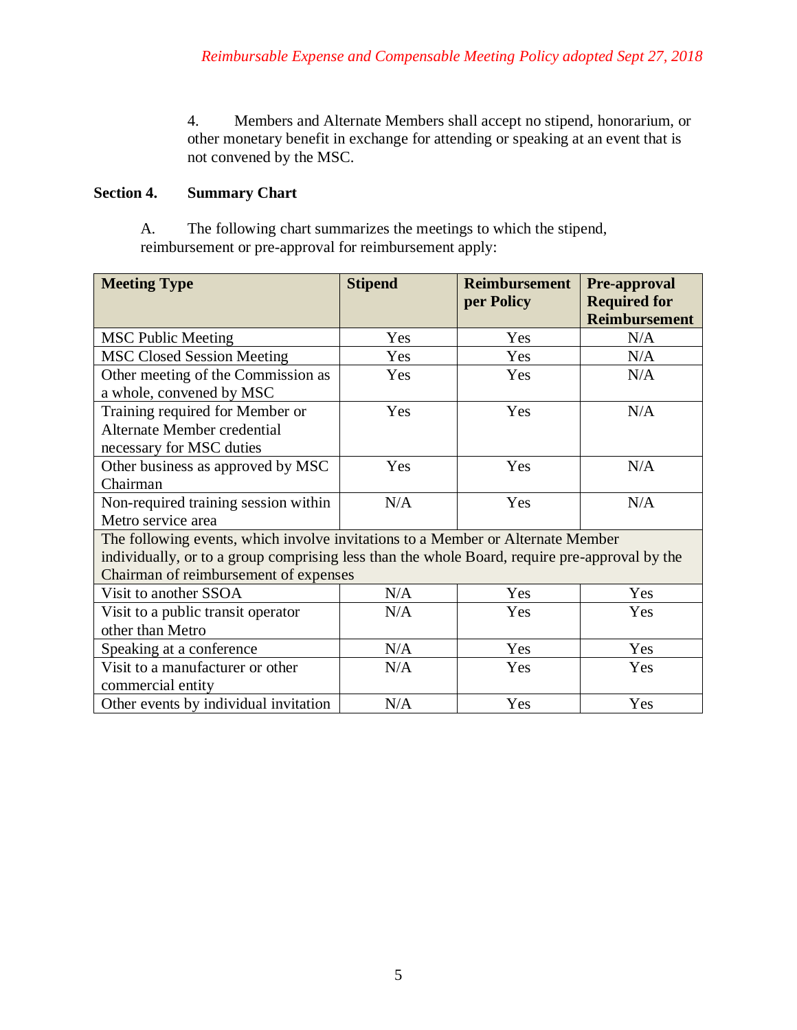4. Members and Alternate Members shall accept no stipend, honorarium, or other monetary benefit in exchange for attending or speaking at an event that is not convened by the MSC.

**Section 4. Summary Chart**

A. The following chart summarizes the meetings to which the stipend, reimbursement or pre-approval for reimbursement apply:

| Meeting Type | Stipend | Reimbursement per Policy | Pre-approval Required for Reimbursement |
|---|---|---|---|
| MSC Public Meeting | Yes | Yes | N/A |
| MSC Closed Session Meeting | Yes | Yes | N/A |
| Other meeting of the Commission as a whole, convened by MSC | Yes | Yes | N/A |
| Training required for Member or Alternate Member credential necessary for MSC duties | Yes | Yes | N/A |
| Other business as approved by MSC Chairman | Yes | Yes | N/A |
| Non-required training session within Metro service area | N/A | Yes | N/A |
| The following events, which involve invitations to a Member or Alternate Member individually, or to a group comprising less than the whole Board, require pre-approval by the Chairman of reimbursement of expenses | | | |
| Visit to another SSOA | N/A | Yes | Yes |
| Visit to a public transit operator other than Metro | N/A | Yes | Yes |
| Speaking at a conference | N/A | Yes | Yes |
| Visit to a manufacturer or other commercial entity | N/A | Yes | Yes |
| Other events by individual invitation | N/A | Yes | Yes |